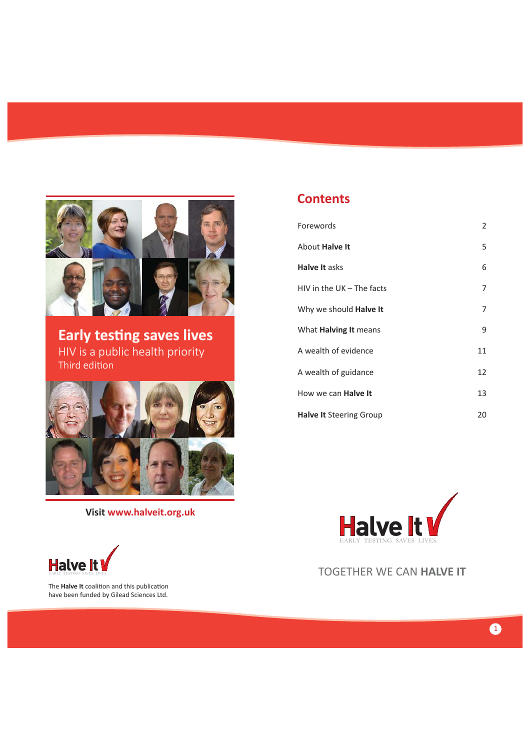**Early testing saves lives**

HIV is a public health priority

Third edition

**Visit www.halveit.org.uk**

Halve It

EARLY TESTING SAVES LIVES.

The **Halve It** coalition and this publication have been funded by Gilead Sciences Ltd.

## Contents

| | |
|---|---|
| Forewords | 2 |
| About **Halve It** | 5 |
| **Halve It** asks | 6 |
| HIV in the UK – The facts | 7 |
| Why we should **Halve It** | 7 |
| What **Halving It** means | 9 |
| A wealth of evidence | 11 |
| A wealth of guidance | 12 |
| How we can **Halve It** | 13 |
| **Halve It** Steering Group | 20 |

Halve It

EARLY TESTING SAVES LIVES.

TOGETHER WE CAN **HALVE IT**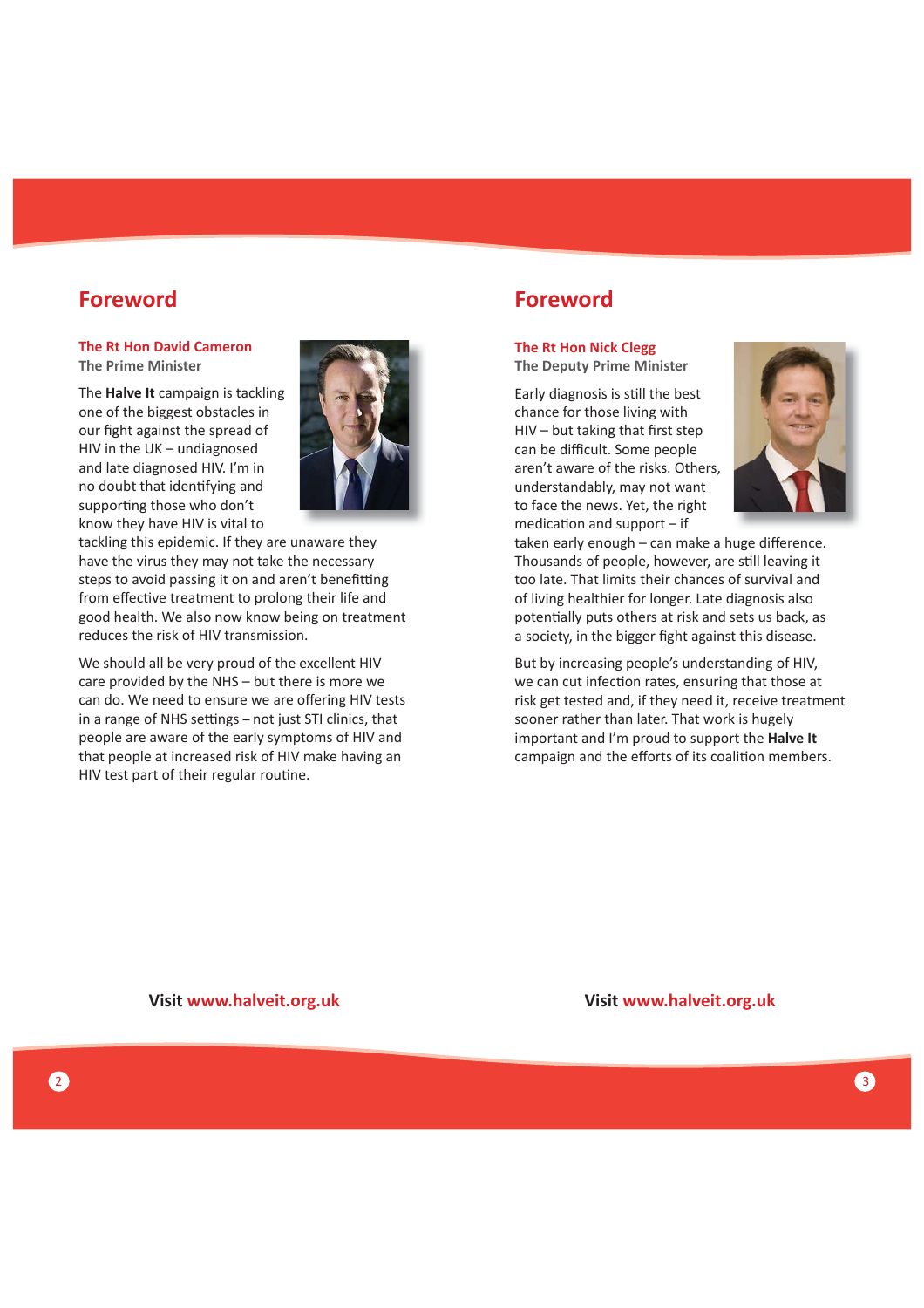## Foreword

**The Rt Hon David Cameron**
**The Prime Minister**

The **Halve It** campaign is tackling one of the biggest obstacles in our fight against the spread of HIV in the UK – undiagnosed and late diagnosed HIV. I'm in no doubt that identifying and supporting those who don't know they have HIV is vital to tackling this epidemic. If they are unaware they have the virus they may not take the necessary steps to avoid passing it on and aren't benefitting from effective treatment to prolong their life and good health. We also now know being on treatment reduces the risk of HIV transmission.

We should all be very proud of the excellent HIV care provided by the NHS – but there is more we can do. We need to ensure we are offering HIV tests in a range of NHS settings – not just STI clinics, that people are aware of the early symptoms of HIV and that people at increased risk of HIV make having an HIV test part of their regular routine.

Visit www.halveit.org.uk

## Foreword

**The Rt Hon Nick Clegg**
**The Deputy Prime Minister**

Early diagnosis is still the best chance for those living with HIV – but taking that first step can be difficult. Some people aren't aware of the risks. Others, understandably, may not want to face the news. Yet, the right medication and support – if taken early enough – can make a huge difference. Thousands of people, however, are still leaving it too late. That limits their chances of survival and of living healthier for longer. Late diagnosis also potentially puts others at risk and sets us back, as a society, in the bigger fight against this disease.

But by increasing people's understanding of HIV, we can cut infection rates, ensuring that those at risk get tested and, if they need it, receive treatment sooner rather than later. That work is hugely important and I'm proud to support the **Halve It** campaign and the efforts of its coalition members.

Visit www.halveit.org.uk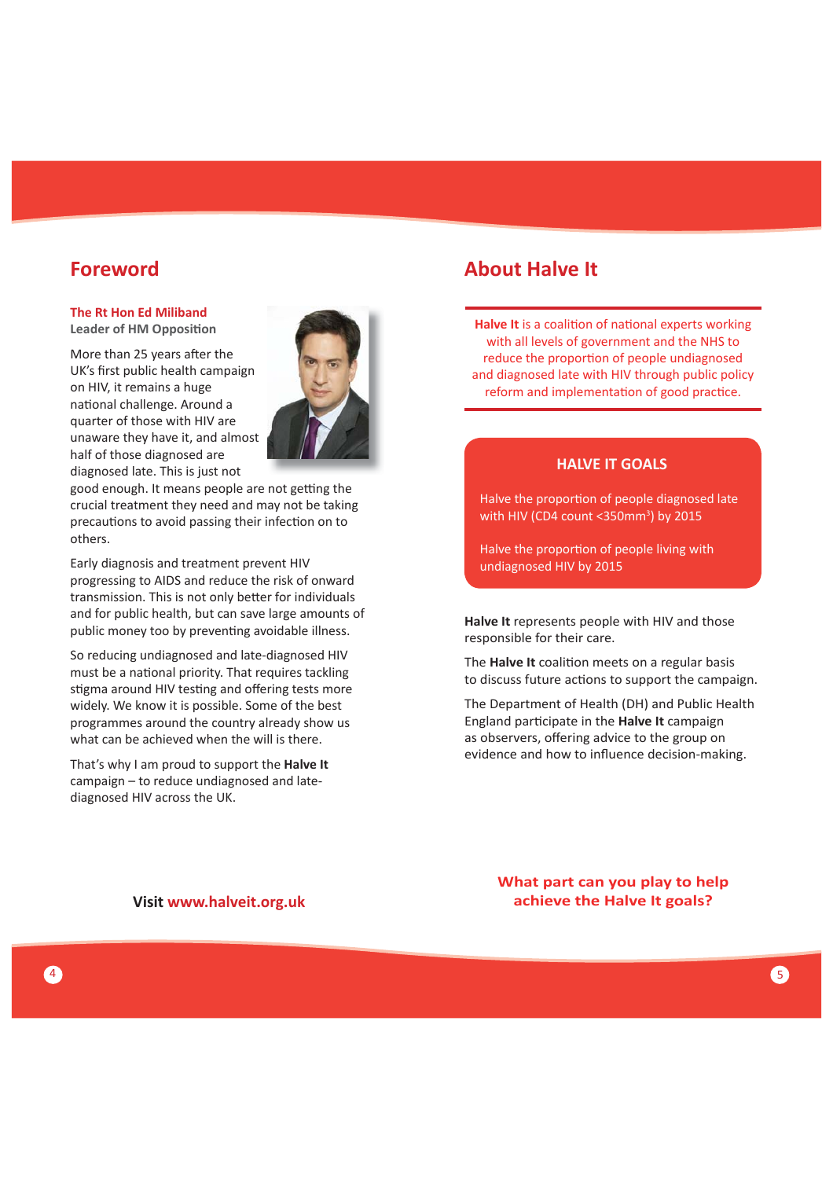## Foreword

**The Rt Hon Ed Miliband**
**Leader of HM Opposition**

More than 25 years after the UK's first public health campaign on HIV, it remains a huge national challenge. Around a quarter of those with HIV are unaware they have it, and almost half of those diagnosed are diagnosed late. This is just not good enough. It means people are not getting the crucial treatment they need and may not be taking precautions to avoid passing their infection on to others.

Early diagnosis and treatment prevent HIV progressing to AIDS and reduce the risk of onward transmission. This is not only better for individuals and for public health, but can save large amounts of public money too by preventing avoidable illness.

So reducing undiagnosed and late-diagnosed HIV must be a national priority. That requires tackling stigma around HIV testing and offering tests more widely. We know it is possible. Some of the best programmes around the country already show us what can be achieved when the will is there.

That's why I am proud to support the **Halve It** campaign – to reduce undiagnosed and late-diagnosed HIV across the UK.

Visit www.halveit.org.uk

## About Halve It

**Halve It** is a coalition of national experts working with all levels of government and the NHS to reduce the proportion of people undiagnosed and diagnosed late with HIV through public policy reform and implementation of good practice.

### HALVE IT GOALS

Halve the proportion of people diagnosed late with HIV (CD4 count <350mm$^3$) by 2015

Halve the proportion of people living with undiagnosed HIV by 2015

**Halve It** represents people with HIV and those responsible for their care.

The **Halve It** coalition meets on a regular basis to discuss future actions to support the campaign.

The Department of Health (DH) and Public Health England participate in the **Halve It** campaign as observers, offering advice to the group on evidence and how to influence decision-making.

**What part can you play to help achieve the Halve It goals?**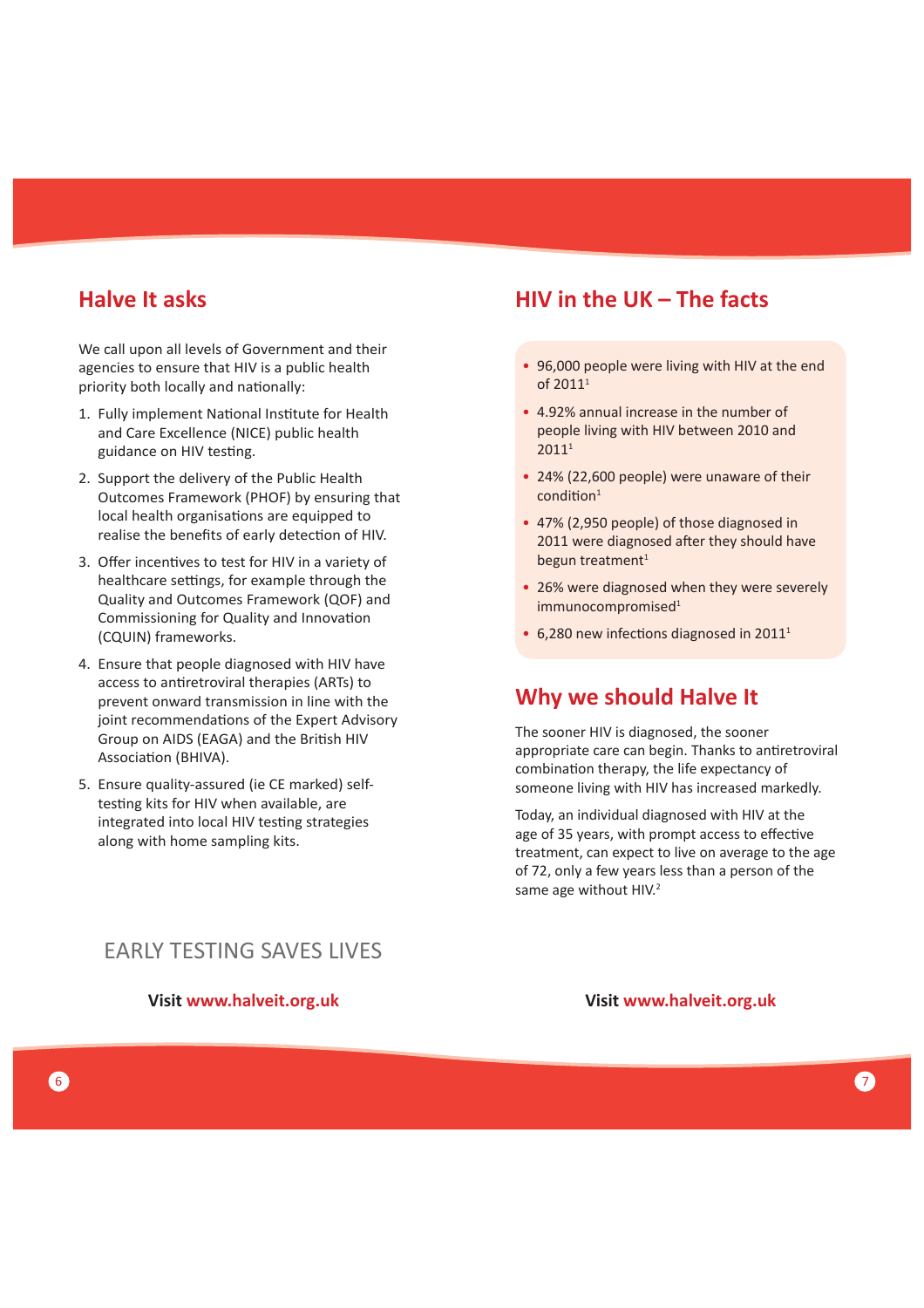## Halve It asks

We call upon all levels of Government and their agencies to ensure that HIV is a public health priority both locally and nationally:

1. Fully implement National Institute for Health and Care Excellence (NICE) public health guidance on HIV testing.
2. Support the delivery of the Public Health Outcomes Framework (PHOF) by ensuring that local health organisations are equipped to realise the benefits of early detection of HIV.
3. Offer incentives to test for HIV in a variety of healthcare settings, for example through the Quality and Outcomes Framework (QOF) and Commissioning for Quality and Innovation (CQUIN) frameworks.
4. Ensure that people diagnosed with HIV have access to antiretroviral therapies (ARTs) to prevent onward transmission in line with the joint recommendations of the Expert Advisory Group on AIDS (EAGA) and the British HIV Association (BHIVA).
5. Ensure quality-assured (ie CE marked) self-testing kits for HIV when available, are integrated into local HIV testing strategies along with home sampling kits.

EARLY TESTING SAVES LIVES

**Visit www.halveit.org.uk**

## HIV in the UK – The facts

- 96,000 people were living with HIV at the end of 2011[1]
- 4.92% annual increase in the number of people living with HIV between 2010 and 2011[1]
- 24% (22,600 people) were unaware of their condition[1]
- 47% (2,950 people) of those diagnosed in 2011 were diagnosed after they should have begun treatment[1]
- 26% were diagnosed when they were severely immunocompromised[1]
- 6,280 new infections diagnosed in 2011[1]

## Why we should Halve It

The sooner HIV is diagnosed, the sooner appropriate care can begin. Thanks to antiretroviral combination therapy, the life expectancy of someone living with HIV has increased markedly.

Today, an individual diagnosed with HIV at the age of 35 years, with prompt access to effective treatment, can expect to live on average to the age of 72, only a few years less than a person of the same age without HIV.[2]

**Visit www.halveit.org.uk**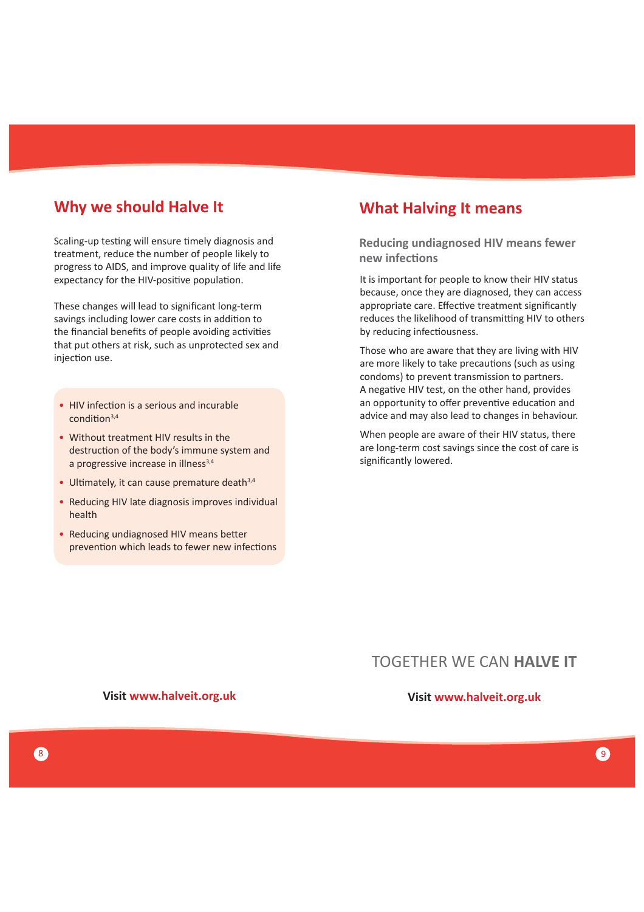## Why we should Halve It

Scaling-up testing will ensure timely diagnosis and treatment, reduce the number of people likely to progress to AIDS, and improve quality of life and life expectancy for the HIV-positive population.

These changes will lead to significant long-term savings including lower care costs in addition to the financial benefits of people avoiding activities that put others at risk, such as unprotected sex and injection use.

- HIV infection is a serious and incurable condition[3,4]
- Without treatment HIV results in the destruction of the body's immune system and a progressive increase in illness[3,4]
- Ultimately, it can cause premature death[3,4]
- Reducing HIV late diagnosis improves individual health
- Reducing undiagnosed HIV means better prevention which leads to fewer new infections

Visit **www.halveit.org.uk**

## What Halving It means

### Reducing undiagnosed HIV means fewer new infections

It is important for people to know their HIV status because, once they are diagnosed, they can access appropriate care. Effective treatment significantly reduces the likelihood of transmitting HIV to others by reducing infectiousness.

Those who are aware that they are living with HIV are more likely to take precautions (such as using condoms) to prevent transmission to partners. A negative HIV test, on the other hand, provides an opportunity to offer preventive education and advice and may also lead to changes in behaviour.

When people are aware of their HIV status, there are long-term cost savings since the cost of care is significantly lowered.

TOGETHER WE CAN **HALVE IT**

Visit **www.halveit.org.uk**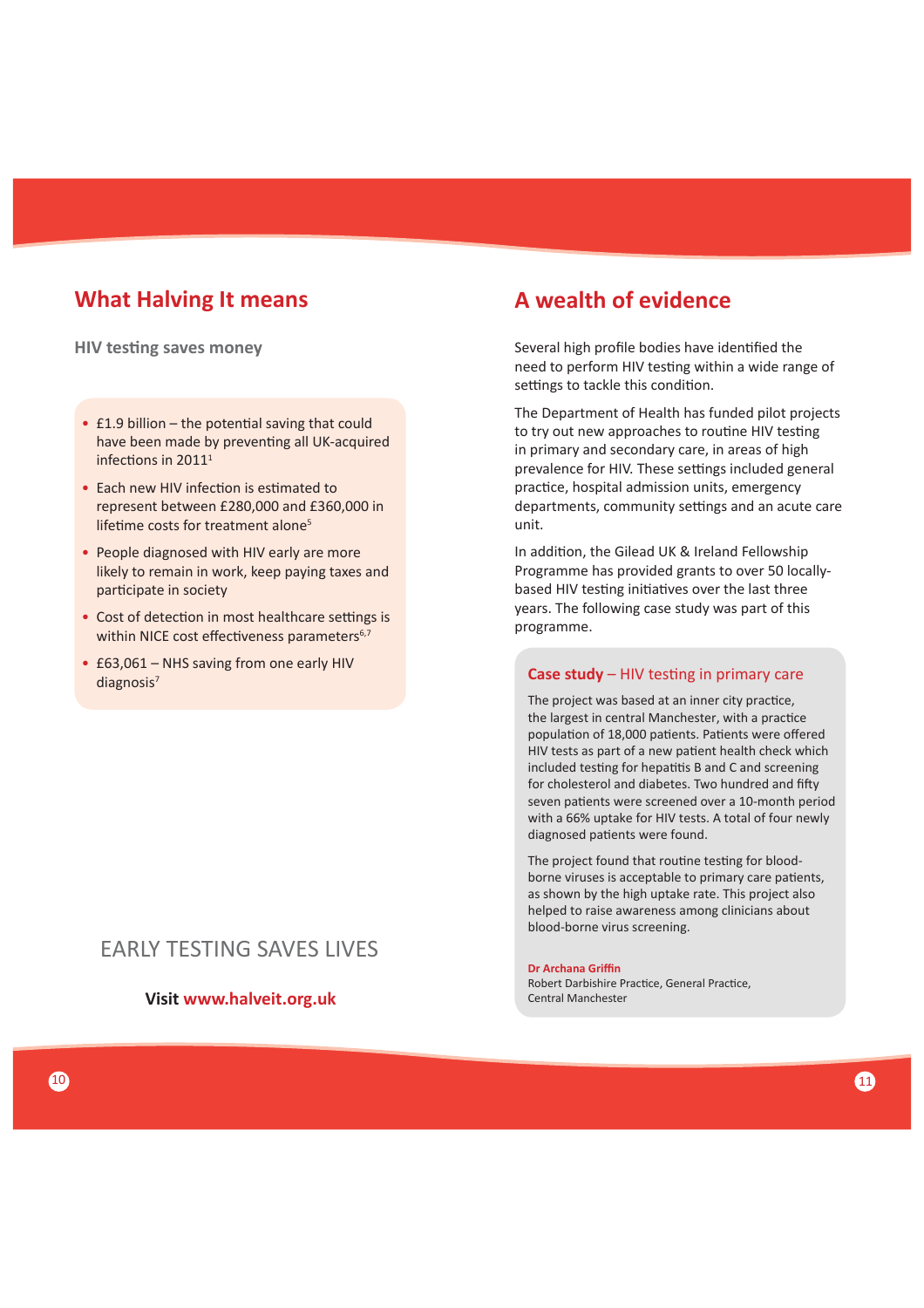## What Halving It means

### HIV testing saves money

- £1.9 billion – the potential saving that could have been made by preventing all UK-acquired infections in 2011[1]
- Each new HIV infection is estimated to represent between £280,000 and £360,000 in lifetime costs for treatment alone[5]
- People diagnosed with HIV early are more likely to remain in work, keep paying taxes and participate in society
- Cost of detection in most healthcare settings is within NICE cost effectiveness parameters[6,7]
- £63,061 – NHS saving from one early HIV diagnosis[7]

EARLY TESTING SAVES LIVES

**Visit www.halveit.org.uk**

## A wealth of evidence

Several high profile bodies have identified the need to perform HIV testing within a wide range of settings to tackle this condition.

The Department of Health has funded pilot projects to try out new approaches to routine HIV testing in primary and secondary care, in areas of high prevalence for HIV. These settings included general practice, hospital admission units, emergency departments, community settings and an acute care unit.

In addition, the Gilead UK & Ireland Fellowship Programme has provided grants to over 50 locally-based HIV testing initiatives over the last three years. The following case study was part of this programme.

### Case study – HIV testing in primary care

The project was based at an inner city practice, the largest in central Manchester, with a practice population of 18,000 patients. Patients were offered HIV tests as part of a new patient health check which included testing for hepatitis B and C and screening for cholesterol and diabetes. Two hundred and fifty seven patients were screened over a 10-month period with a 66% uptake for HIV tests. A total of four newly diagnosed patients were found.

The project found that routine testing for blood-borne viruses is acceptable to primary care patients, as shown by the high uptake rate. This project also helped to raise awareness among clinicians about blood-borne virus screening.

**Dr Archana Griffin**
Robert Darbishire Practice, General Practice, Central Manchester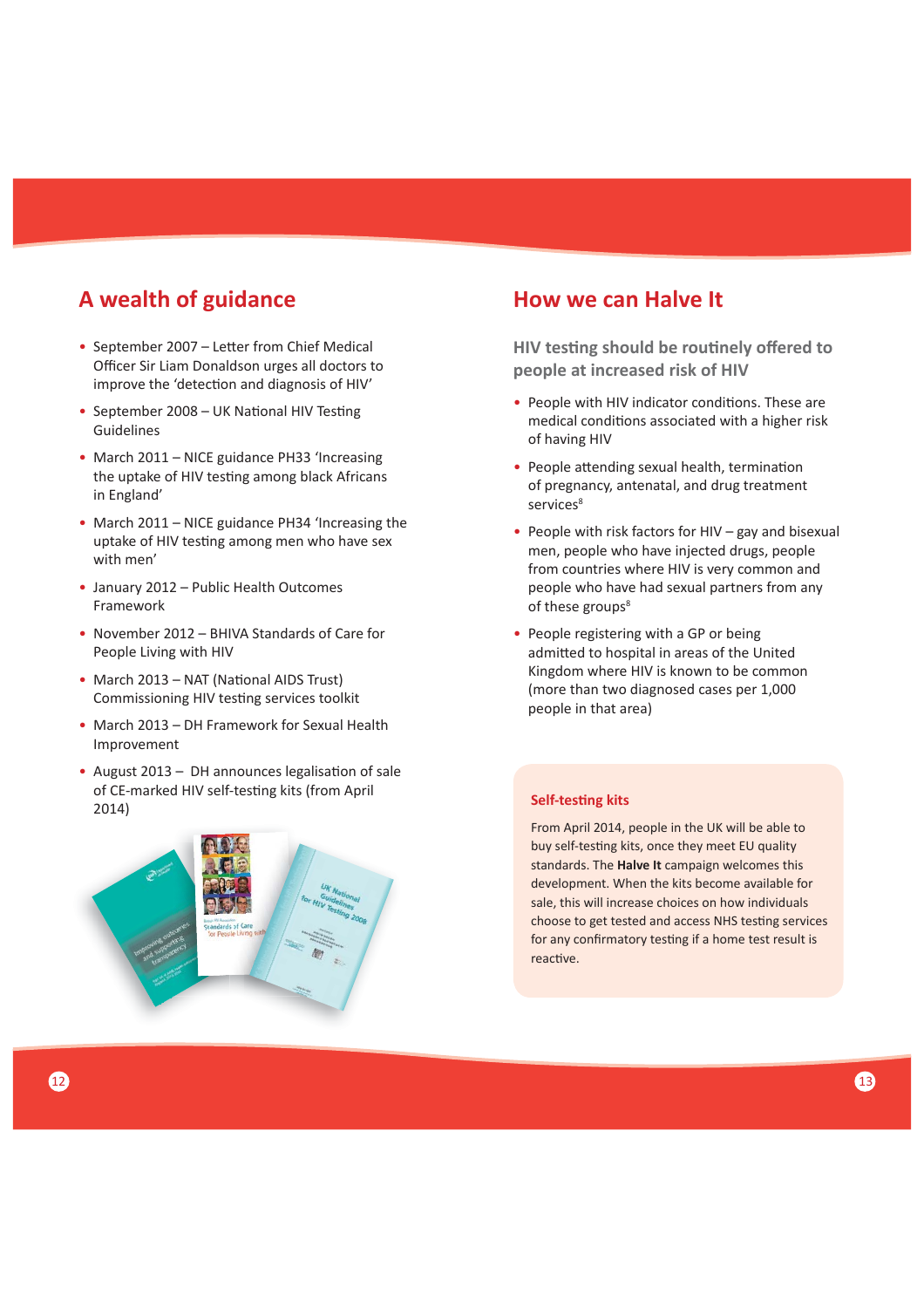## A wealth of guidance

- September 2007 – Letter from Chief Medical Officer Sir Liam Donaldson urges all doctors to improve the 'detection and diagnosis of HIV'
- September 2008 – UK National HIV Testing Guidelines
- March 2011 – NICE guidance PH33 'Increasing the uptake of HIV testing among black Africans in England'
- March 2011 – NICE guidance PH34 'Increasing the uptake of HIV testing among men who have sex with men'
- January 2012 – Public Health Outcomes Framework
- November 2012 – BHIVA Standards of Care for People Living with HIV
- March 2013 – NAT (National AIDS Trust) Commissioning HIV testing services toolkit
- March 2013 – DH Framework for Sexual Health Improvement
- August 2013 – DH announces legalisation of sale of CE-marked HIV self-testing kits (from April 2014)

## How we can Halve It

### HIV testing should be routinely offered to people at increased risk of HIV

- People with HIV indicator conditions. These are medical conditions associated with a higher risk of having HIV
- People attending sexual health, termination of pregnancy, antenatal, and drug treatment services[8]
- People with risk factors for HIV – gay and bisexual men, people who have injected drugs, people from countries where HIV is very common and people who have had sexual partners from any of these groups[8]
- People registering with a GP or being admitted to hospital in areas of the United Kingdom where HIV is known to be common (more than two diagnosed cases per 1,000 people in that area)

### Self-testing kits

From April 2014, people in the UK will be able to buy self-testing kits, once they meet EU quality standards. The **Halve It** campaign welcomes this development. When the kits become available for sale, this will increase choices on how individuals choose to get tested and access NHS testing services for any confirmatory testing if a home test result is reactive.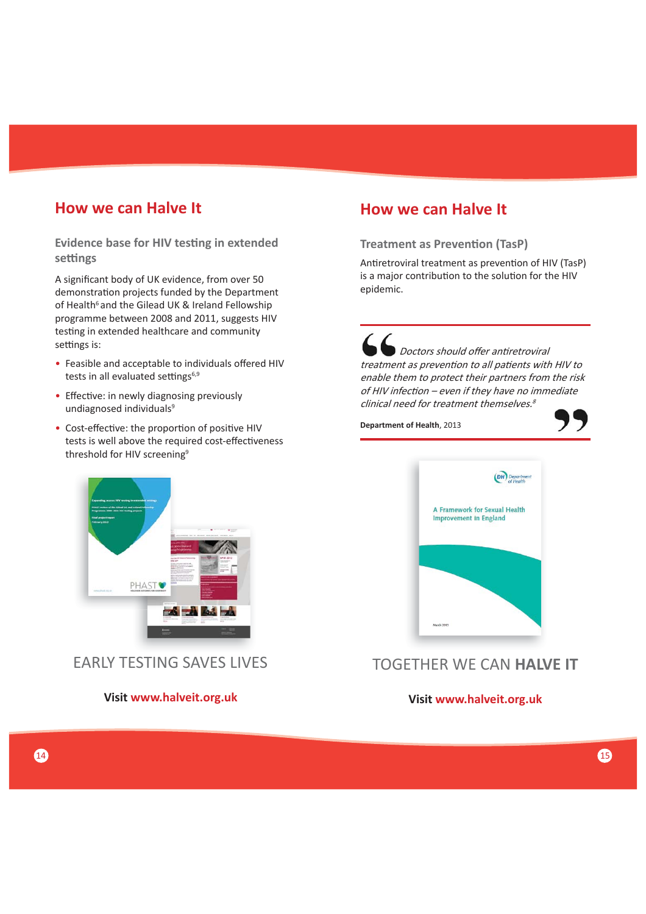## How we can Halve It

### Evidence base for HIV testing in extended settings

A significant body of UK evidence, from over 50 demonstration projects funded by the Department of Health[6] and the Gilead UK & Ireland Fellowship programme between 2008 and 2011, suggests HIV testing in extended healthcare and community settings is:

- Feasible and acceptable to individuals offered HIV tests in all evaluated settings[6,9]
- Effective: in newly diagnosing previously undiagnosed individuals[9]
- Cost-effective: the proportion of positive HIV tests is well above the required cost-effectiveness threshold for HIV screening[9]

EARLY TESTING SAVES LIVES

**Visit www.halveit.org.uk**

## How we can Halve It

### Treatment as Prevention (TasP)

Antiretroviral treatment as prevention of HIV (TasP) is a major contribution to the solution for the HIV epidemic.

> *Doctors should offer antiretroviral treatment as prevention to all patients with HIV to enable them to protect their partners from the risk of HIV infection – even if they have no immediate clinical need for treatment themselves.*[8]
>
> **Department of Health**, 2013

TOGETHER WE CAN **HALVE IT**

**Visit www.halveit.org.uk**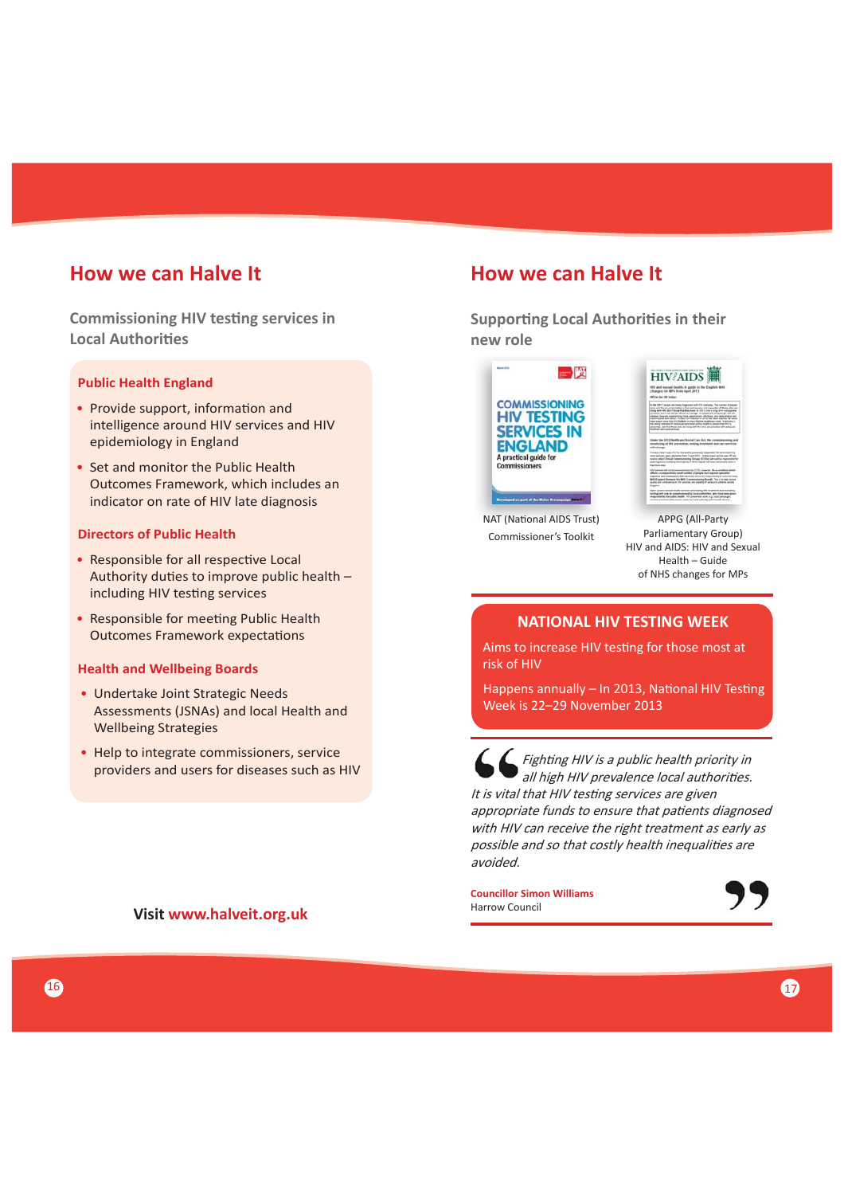## How we can Halve It

### Commissioning HIV testing services in Local Authorities

#### Public Health England

- Provide support, information and intelligence around HIV services and HIV epidemiology in England
- Set and monitor the Public Health Outcomes Framework, which includes an indicator on rate of HIV late diagnosis

#### Directors of Public Health

- Responsible for all respective Local Authority duties to improve public health – including HIV testing services
- Responsible for meeting Public Health Outcomes Framework expectations

#### Health and Wellbeing Boards

- Undertake Joint Strategic Needs Assessments (JSNAs) and local Health and Wellbeing Strategies
- Help to integrate commissioners, service providers and users for diseases such as HIV

Visit **www.halveit.org.uk**

## How we can Halve It

### Supporting Local Authorities in their new role

NAT (National AIDS Trust) Commissioner's Toolkit

APPG (All-Party Parliamentary Group) HIV and AIDS: HIV and Sexual Health – Guide of NHS changes for MPs

#### NATIONAL HIV TESTING WEEK

Aims to increase HIV testing for those most at risk of HIV

Happens annually – In 2013, National HIV Testing Week is 22–29 November 2013

*Fighting HIV is a public health priority in all high HIV prevalence local authorities. It is vital that HIV testing services are given appropriate funds to ensure that patients diagnosed with HIV can receive the right treatment as early as possible and so that costly health inequalities are avoided.*

**Councillor Simon Williams**
Harrow Council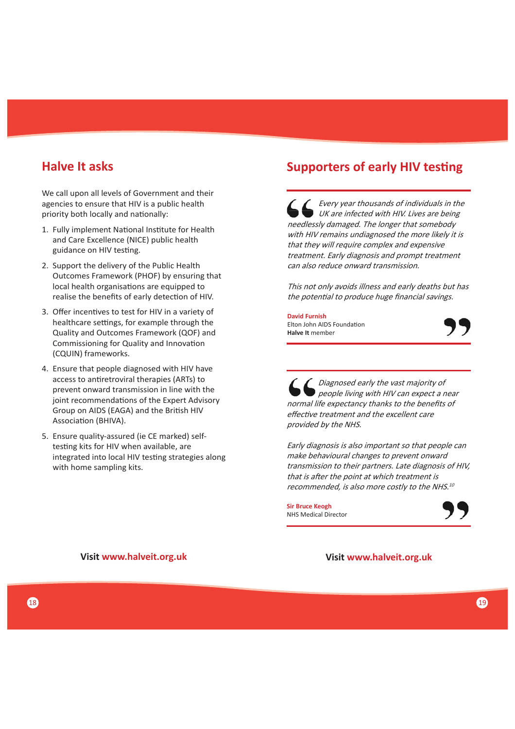## Halve It asks

We call upon all levels of Government and their agencies to ensure that HIV is a public health priority both locally and nationally:

1. Fully implement National Institute for Health and Care Excellence (NICE) public health guidance on HIV testing.
2. Support the delivery of the Public Health Outcomes Framework (PHOF) by ensuring that local health organisations are equipped to realise the benefits of early detection of HIV.
3. Offer incentives to test for HIV in a variety of healthcare settings, for example through the Quality and Outcomes Framework (QOF) and Commissioning for Quality and Innovation (CQUIN) frameworks.
4. Ensure that people diagnosed with HIV have access to antiretroviral therapies (ARTs) to prevent onward transmission in line with the joint recommendations of the Expert Advisory Group on AIDS (EAGA) and the British HIV Association (BHIVA).
5. Ensure quality-assured (ie CE marked) self-testing kits for HIV when available, are integrated into local HIV testing strategies along with home sampling kits.

Visit www.halveit.org.uk

## Supporters of early HIV testing

*Every year thousands of individuals in the UK are infected with HIV. Lives are being needlessly damaged. The longer that somebody with HIV remains undiagnosed the more likely it is that they will require complex and expensive treatment. Early diagnosis and prompt treatment can also reduce onward transmission.*

*This not only avoids illness and early deaths but has the potential to produce huge financial savings.*

**David Furnish**
Elton John AIDS Foundation
**Halve It** member

*Diagnosed early the vast majority of people living with HIV can expect a near normal life expectancy thanks to the benefits of effective treatment and the excellent care provided by the NHS.*

*Early diagnosis is also important so that people can make behavioural changes to prevent onward transmission to their partners. Late diagnosis of HIV, that is after the point at which treatment is recommended, is also more costly to the NHS.*[10]

**Sir Bruce Keogh**
NHS Medical Director

Visit www.halveit.org.uk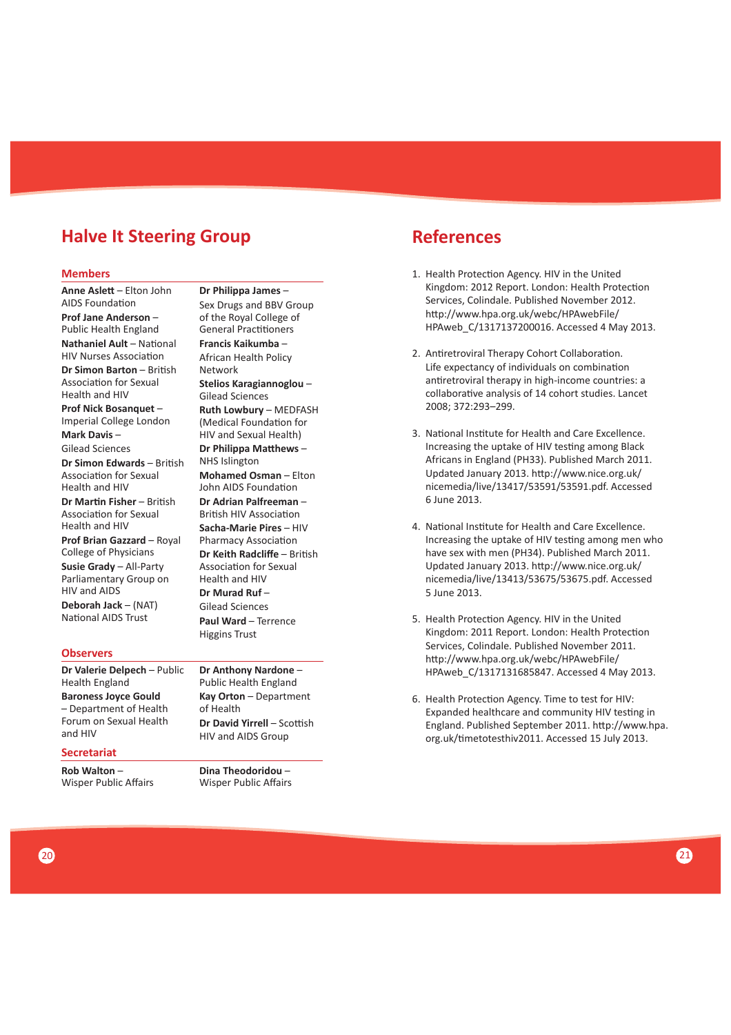## Halve It Steering Group

### Members

**Anne Aslett** – Elton John AIDS Foundation
**Prof Jane Anderson** – Public Health England
**Nathaniel Ault** – National HIV Nurses Association
**Dr Simon Barton** – British Association for Sexual Health and HIV
**Prof Nick Bosanquet** – Imperial College London
**Mark Davis** – Gilead Sciences
**Dr Simon Edwards** – British Association for Sexual Health and HIV
**Dr Martin Fisher** – British Association for Sexual Health and HIV
**Prof Brian Gazzard** – Royal College of Physicians
**Susie Grady** – All-Party Parliamentary Group on HIV and AIDS
**Deborah Jack** – (NAT) National AIDS Trust
**Dr Philippa James** – Sex Drugs and BBV Group of the Royal College of General Practitioners
**Francis Kaikumba** – African Health Policy Network
**Stelios Karagiannoglou** – Gilead Sciences
**Ruth Lowbury** – MEDFASH (Medical Foundation for HIV and Sexual Health)
**Dr Philippa Matthews** – NHS Islington
**Mohamed Osman** – Elton John AIDS Foundation
**Dr Adrian Palfreeman** – British HIV Association
**Sacha-Marie Pires** – HIV Pharmacy Association
**Dr Keith Radcliffe** – British Association for Sexual Health and HIV
**Dr Murad Ruf** – Gilead Sciences
**Paul Ward** – Terrence Higgins Trust

### Observers

**Dr Valerie Delpech** – Public Health England
**Baroness Joyce Gould** – Department of Health Forum on Sexual Health and HIV
**Dr Anthony Nardone** – Public Health England
**Kay Orton** – Department of Health
**Dr David Yirrell** – Scottish HIV and AIDS Group

### Secretariat

**Rob Walton** – Wisper Public Affairs
**Dina Theodoridou** – Wisper Public Affairs

## References

1. Health Protection Agency. HIV in the United Kingdom: 2012 Report. London: Health Protection Services, Colindale. Published November 2012. http://www.hpa.org.uk/webc/HPAwebFile/HPAweb_C/1317137200016. Accessed 4 May 2013.

2. Antiretroviral Therapy Cohort Collaboration. Life expectancy of individuals on combination antiretroviral therapy in high-income countries: a collaborative analysis of 14 cohort studies. Lancet 2008; 372:293–299.

3. National Institute for Health and Care Excellence. Increasing the uptake of HIV testing among Black Africans in England (PH33). Published March 2011. Updated January 2013. http://www.nice.org.uk/nicemedia/live/13417/53591/53591.pdf. Accessed 6 June 2013.

4. National Institute for Health and Care Excellence. Increasing the uptake of HIV testing among men who have sex with men (PH34). Published March 2011. Updated January 2013. http://www.nice.org.uk/nicemedia/live/13413/53675/53675.pdf. Accessed 5 June 2013.

5. Health Protection Agency. HIV in the United Kingdom: 2011 Report. London: Health Protection Services, Colindale. Published November 2011. http://www.hpa.org.uk/webc/HPAwebFile/HPAweb_C/1317131685847. Accessed 4 May 2013.

6. Health Protection Agency. Time to test for HIV: Expanded healthcare and community HIV testing in England. Published September 2011. http://www.hpa.org.uk/timetotesthiv2011. Accessed 15 July 2013.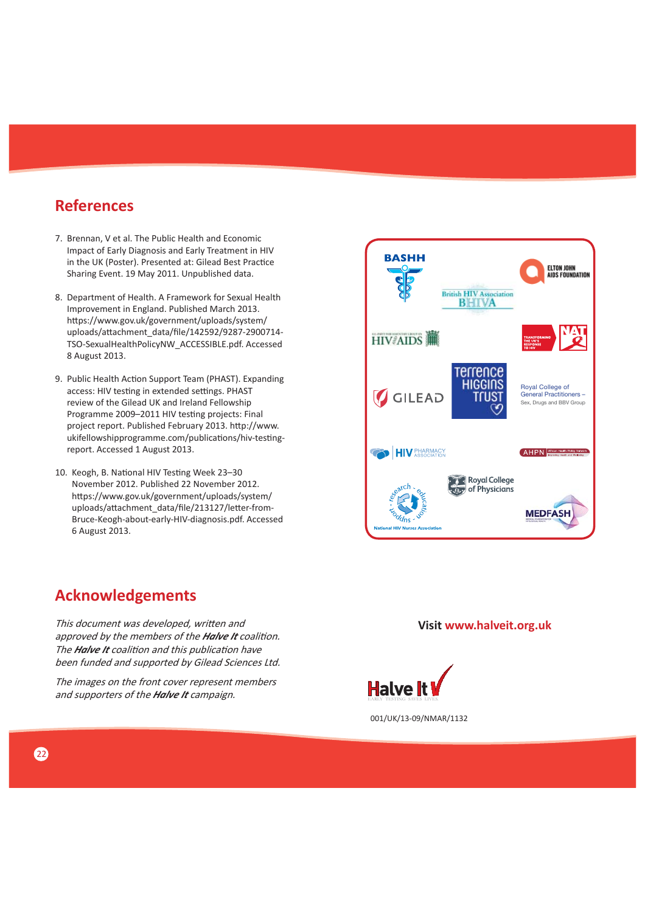## References

7. Brennan, V et al. The Public Health and Economic Impact of Early Diagnosis and Early Treatment in HIV in the UK (Poster). Presented at: Gilead Best Practice Sharing Event. 19 May 2011. Unpublished data.

8. Department of Health. A Framework for Sexual Health Improvement in England. Published March 2013. https://www.gov.uk/government/uploads/system/uploads/attachment_data/file/142592/9287-2900714-TSO-SexualHealthPolicyNW_ACCESSIBLE.pdf. Accessed 8 August 2013.

9. Public Health Action Support Team (PHAST). Expanding access: HIV testing in extended settings. PHAST review of the Gilead UK and Ireland Fellowship Programme 2009–2011 HIV testing projects: Final project report. Published February 2013. http://www.ukifellowshipprogramme.com/publications/hiv-testing-report. Accessed 1 August 2013.

10. Keogh, B. National HIV Testing Week 23–30 November 2012. Published 22 November 2012. https://www.gov.uk/government/uploads/system/uploads/attachment_data/file/213127/letter-from-Bruce-Keogh-about-early-HIV-diagnosis.pdf. Accessed 6 August 2013.

BASHH

British HIV Association BHIVA

ELTON JOHN AIDS FOUNDATION

HIV AIDS

TRANSFORMING THE UK'S RESPONSE TO HIV NAT

GILEAD

Terrence Higgins Trust

Royal College of General Practitioners – Sex, Drugs and BBV Group

HIV PHARMACY ASSOCIATION

AHPN

research - education - support

National HIV Nurses Association

Royal College of Physicians

MEDFASH

## Acknowledgements

*This document was developed, written and approved by the members of the **Halve It** coalition. The **Halve It** coalition and this publication have been funded and supported by Gilead Sciences Ltd.*

*The images on the front cover represent members and supporters of the **Halve It** campaign.*

**Visit www.halveit.org.uk**

Halve It

EARLY TESTING SAVES LIVES

001/UK/13-09/NMAR/1132